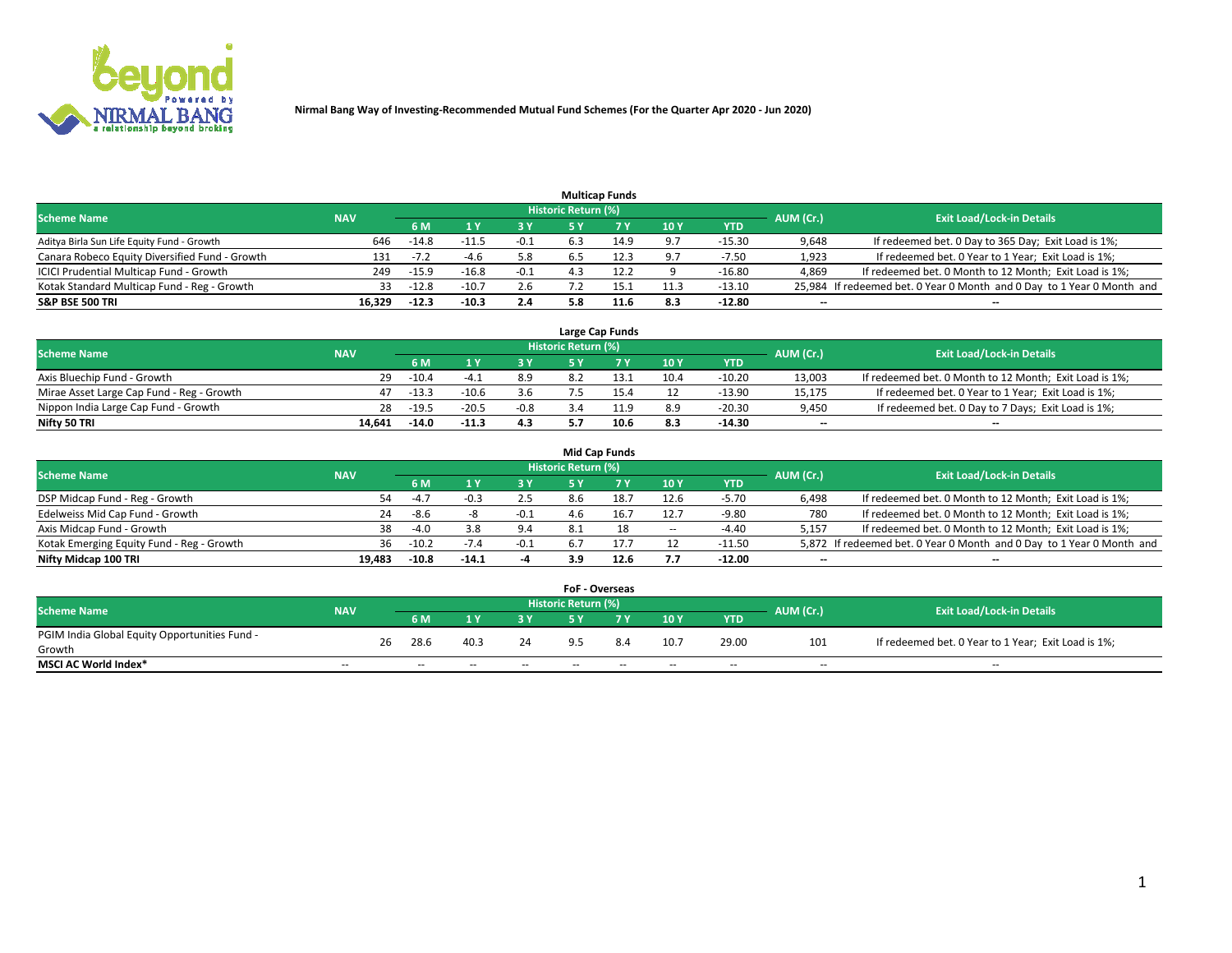**Nirmal Bang Way of Investing-Recommended Mutual Fund Schemes (For the Quarter Apr 2020 - Jun 2020)**

### Multicap Funds

| Scheme Name | NAV | Historic Return (%) | | | | | | | AUM (Cr.) | Exit Load/Lock-in Details |
|---|---|---|---|---|---|---|---|---|---|---|
| | | 6 M | 1 Y | 3 Y | 5 Y | 7 Y | 10 Y | YTD | | |
| Aditya Birla Sun Life Equity Fund - Growth | 646 | -14.8 | -11.5 | -0.1 | 6.3 | 14.9 | 9.7 | -15.30 | 9,648 | If redeemed bet. 0 Day to 365 Day; Exit Load is 1%; |
| Canara Robeco Equity Diversified Fund - Growth | 131 | -7.2 | -4.6 | 5.8 | 6.5 | 12.3 | 9.7 | -7.50 | 1,923 | If redeemed bet. 0 Year to 1 Year; Exit Load is 1%; |
| ICICI Prudential Multicap Fund - Growth | 249 | -15.9 | -16.8 | -0.1 | 4.3 | 12.2 | 9 | -16.80 | 4,869 | If redeemed bet. 0 Month to 12 Month; Exit Load is 1%; |
| Kotak Standard Multicap Fund - Reg - Growth | 33 | -12.8 | -10.7 | 2.6 | 7.2 | 15.1 | 11.3 | -13.10 | 25,984 | If redeemed bet. 0 Year 0 Month and 0 Day to 1 Year 0 Month and |
| **S&P BSE 500 TRI** | **16,329** | **-12.3** | **-10.3** | **2.4** | **5.8** | **11.6** | **8.3** | **-12.80** | **--** | **--** |

### Large Cap Funds

| Scheme Name | NAV | Historic Return (%) | | | | | | | AUM (Cr.) | Exit Load/Lock-in Details |
|---|---|---|---|---|---|---|---|---|---|---|
| | | 6 M | 1 Y | 3 Y | 5 Y | 7 Y | 10 Y | YTD | | |
| Axis Bluechip Fund - Growth | 29 | -10.4 | -4.1 | 8.9 | 8.2 | 13.1 | 10.4 | -10.20 | 13,003 | If redeemed bet. 0 Month to 12 Month; Exit Load is 1%; |
| Mirae Asset Large Cap Fund - Reg - Growth | 47 | -13.3 | -10.6 | 3.6 | 7.5 | 15.4 | 12 | -13.90 | 15,175 | If redeemed bet. 0 Year to 1 Year; Exit Load is 1%; |
| Nippon India Large Cap Fund - Growth | 28 | -19.5 | -20.5 | -0.8 | 3.4 | 11.9 | 8.9 | -20.30 | 9,450 | If redeemed bet. 0 Day to 7 Days; Exit Load is 1%; |
| **Nifty 50 TRI** | **14,641** | **-14.0** | **-11.3** | **4.3** | **5.7** | **10.6** | **8.3** | **-14.30** | **--** | **--** |

### Mid Cap Funds

| Scheme Name | NAV | Historic Return (%) | | | | | | | AUM (Cr.) | Exit Load/Lock-in Details |
|---|---|---|---|---|---|---|---|---|---|---|
| | | 6 M | 1 Y | 3 Y | 5 Y | 7 Y | 10 Y | YTD | | |
| DSP Midcap Fund - Reg - Growth | 54 | -4.7 | -0.3 | 2.5 | 8.6 | 18.7 | 12.6 | -5.70 | 6,498 | If redeemed bet. 0 Month to 12 Month; Exit Load is 1%; |
| Edelweiss Mid Cap Fund - Growth | 24 | -8.6 | -8 | -0.1 | 4.6 | 16.7 | 12.7 | -9.80 | 780 | If redeemed bet. 0 Month to 12 Month; Exit Load is 1%; |
| Axis Midcap Fund - Growth | 38 | -4.0 | 3.8 | 9.4 | 8.1 | 18 | -- | -4.40 | 5,157 | If redeemed bet. 0 Month to 12 Month; Exit Load is 1%; |
| Kotak Emerging Equity Fund - Reg - Growth | 36 | -10.2 | -7.4 | -0.1 | 6.7 | 17.7 | 12 | -11.50 | 5,872 | If redeemed bet. 0 Year 0 Month and 0 Day to 1 Year 0 Month and |
| **Nifty Midcap 100 TRI** | **19,483** | **-10.8** | **-14.1** | **-4** | **3.9** | **12.6** | **7.7** | **-12.00** | **--** | **--** |

### FoF - Overseas

| Scheme Name | NAV | Historic Return (%) | | | | | | | AUM (Cr.) | Exit Load/Lock-in Details |
|---|---|---|---|---|---|---|---|---|---|---|
| | | 6 M | 1 Y | 3 Y | 5 Y | 7 Y | 10 Y | YTD | | |
| PGIM India Global Equity Opportunities Fund - Growth | 26 | 28.6 | 40.3 | 24 | 9.5 | 8.4 | 10.7 | 29.00 | 101 | If redeemed bet. 0 Year to 1 Year; Exit Load is 1%; |
| **MSCI AC World Index*** | -- | -- | -- | -- | -- | -- | -- | -- | -- | -- |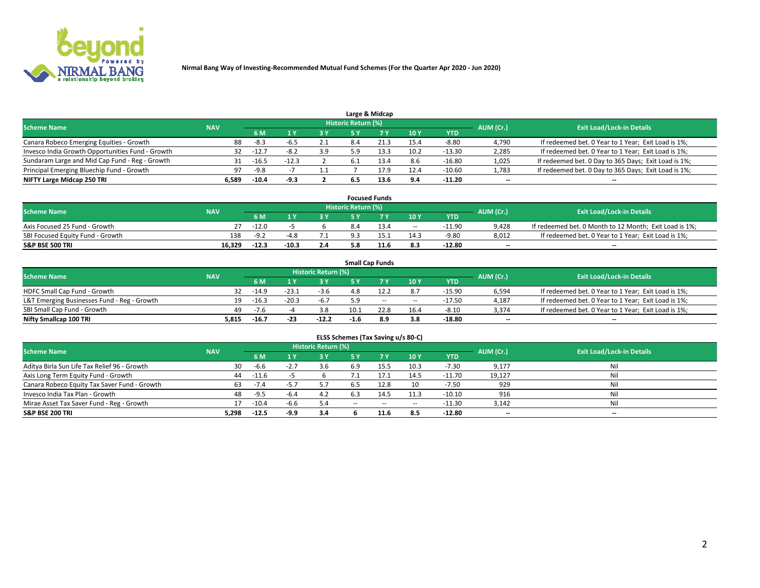Nirmal Bang Way of Investing-Recommended Mutual Fund Schemes (For the Quarter Apr 2020 - Jun 2020)

## Large & Midcap

| Scheme Name | NAV | Historic Return (%) | | | | | | | AUM (Cr.) | Exit Load/Lock-in Details |
|---|---|---|---|---|---|---|---|---|---|---|
| | | 6 M | 1 Y | 3 Y | 5 Y | 7 Y | 10 Y | YTD | | |
| Canara Robeco Emerging Equities - Growth | 88 | -8.3 | -6.5 | 2.1 | 8.4 | 21.3 | 15.4 | -8.80 | 4,790 | If redeemed bet. 0 Year to 1 Year; Exit Load is 1%; |
| Invesco India Growth Opportunities Fund - Growth | 32 | -12.7 | -8.2 | 3.9 | 5.9 | 13.3 | 10.2 | -13.30 | 2,285 | If redeemed bet. 0 Year to 1 Year; Exit Load is 1%; |
| Sundaram Large and Mid Cap Fund - Reg - Growth | 31 | -16.5 | -12.3 | 2 | 6.1 | 13.4 | 8.6 | -16.80 | 1,025 | If redeemed bet. 0 Day to 365 Days; Exit Load is 1%; |
| Principal Emerging Bluechip Fund - Growth | 97 | -9.8 | -7 | 1.1 | 7 | 17.9 | 12.4 | -10.60 | 1,783 | If redeemed bet. 0 Day to 365 Days; Exit Load is 1%; |
| **NIFTY Large Midcap 250 TRI** | **6,589** | **-10.4** | **-9.3** | **2** | **6.5** | **13.6** | **9.4** | **-11.20** | -- | -- |

## Focused Funds

| Scheme Name | NAV | Historic Return (%) | | | | | | | AUM (Cr.) | Exit Load/Lock-in Details |
|---|---|---|---|---|---|---|---|---|---|---|
| | | 6 M | 1 Y | 3 Y | 5 Y | 7 Y | 10 Y | YTD | | |
| Axis Focused 25 Fund - Growth | 27 | -12.0 | -5 | 6 | 8.4 | 13.4 | -- | -11.90 | 9,428 | If redeemed bet. 0 Month to 12 Month; Exit Load is 1%; |
| SBI Focused Equity Fund - Growth | 138 | -9.2 | -4.8 | 7.1 | 9.3 | 15.1 | 14.3 | -9.80 | 8,012 | If redeemed bet. 0 Year to 1 Year; Exit Load is 1%; |
| **S&P BSE 500 TRI** | **16,329** | **-12.3** | **-10.3** | **2.4** | **5.8** | **11.6** | **8.3** | **-12.80** | -- | -- |

## Small Cap Funds

| Scheme Name | NAV | Historic Return (%) | | | | | | | AUM (Cr.) | Exit Load/Lock-in Details |
|---|---|---|---|---|---|---|---|---|---|---|
| | | 6 M | 1 Y | 3 Y | 5 Y | 7 Y | 10 Y | YTD | | |
| HDFC Small Cap Fund - Growth | 32 | -14.9 | -23.1 | -3.6 | 4.8 | 12.2 | 8.7 | -15.90 | 6,594 | If redeemed bet. 0 Year to 1 Year; Exit Load is 1%; |
| L&T Emerging Businesses Fund - Reg - Growth | 19 | -16.3 | -20.3 | -6.7 | 5.9 | -- | -- | -17.50 | 4,187 | If redeemed bet. 0 Year to 1 Year; Exit Load is 1%; |
| SBI Small Cap Fund - Growth | 49 | -7.6 | -4 | 3.8 | 10.1 | 22.8 | 16.4 | -8.10 | 3,374 | If redeemed bet. 0 Year to 1 Year; Exit Load is 1%; |
| **Nifty Smallcap 100 TRI** | **5,815** | **-16.7** | **-23** | **-12.2** | **-1.6** | **8.9** | **3.8** | **-18.80** | -- | -- |

## ELSS Schemes (Tax Saving u/s 80-C)

| Scheme Name | NAV | Historic Return (%) | | | | | | | AUM (Cr.) | Exit Load/Lock-in Details |
|---|---|---|---|---|---|---|---|---|---|---|
| | | 6 M | 1 Y | 3 Y | 5 Y | 7 Y | 10 Y | YTD | | |
| Aditya Birla Sun Life Tax Relief 96 - Growth | 30 | -6.6 | -2.7 | 3.6 | 6.9 | 15.5 | 10.3 | -7.30 | 9,177 | Nil |
| Axis Long Term Equity Fund - Growth | 44 | -11.6 | -5 | 6 | 7.1 | 17.1 | 14.5 | -11.70 | 19,127 | Nil |
| Canara Robeco Equity Tax Saver Fund - Growth | 63 | -7.4 | -5.7 | 5.7 | 6.5 | 12.8 | 10 | -7.50 | 929 | Nil |
| Invesco India Tax Plan - Growth | 48 | -9.5 | -6.4 | 4.2 | 6.3 | 14.5 | 11.3 | -10.10 | 916 | Nil |
| Mirae Asset Tax Saver Fund - Reg - Growth | 17 | -10.4 | -6.6 | 5.4 | -- | -- | -- | -11.30 | 3,142 | Nil |
| **S&P BSE 200 TRI** | **5,298** | **-12.5** | **-9.9** | **3.4** | **6** | **11.6** | **8.5** | **-12.80** | -- | -- |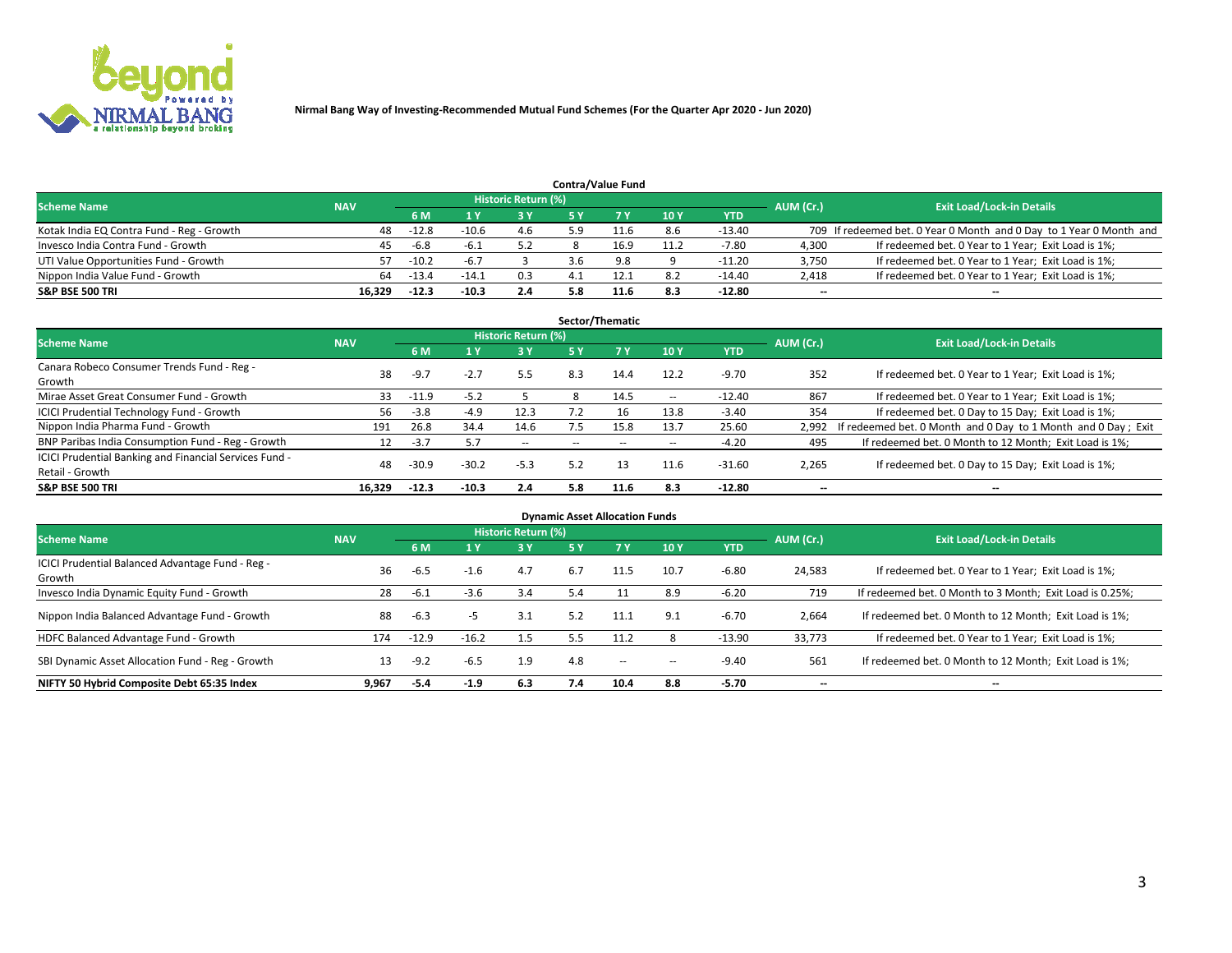**Nirmal Bang Way of Investing-Recommended Mutual Fund Schemes (For the Quarter Apr 2020 - Jun 2020)**

### Contra/Value Fund

| Scheme Name | NAV | Historic Return (%) | | | | | | | AUM (Cr.) | Exit Load/Lock-in Details |
|---|---|---|---|---|---|---|---|---|---|---|
| | | 6 M | 1 Y | 3 Y | 5 Y | 7 Y | 10 Y | YTD | | |
| Kotak India EQ Contra Fund - Reg - Growth | 48 | -12.8 | -10.6 | 4.6 | 5.9 | 11.6 | 8.6 | -13.40 | 709 | If redeemed bet. 0 Year 0 Month and 0 Day to 1 Year 0 Month and |
| Invesco India Contra Fund - Growth | 45 | -6.8 | -6.1 | 5.2 | 8 | 16.9 | 11.2 | -7.80 | 4,300 | If redeemed bet. 0 Year to 1 Year; Exit Load is 1%; |
| UTI Value Opportunities Fund - Growth | 57 | -10.2 | -6.7 | 3 | 3.6 | 9.8 | 9 | -11.20 | 3,750 | If redeemed bet. 0 Year to 1 Year; Exit Load is 1%; |
| Nippon India Value Fund - Growth | 64 | -13.4 | -14.1 | 0.3 | 4.1 | 12.1 | 8.2 | -14.40 | 2,418 | If redeemed bet. 0 Year to 1 Year; Exit Load is 1%; |
| **S&P BSE 500 TRI** | **16,329** | **-12.3** | **-10.3** | **2.4** | **5.8** | **11.6** | **8.3** | **-12.80** | -- | -- |

### Sector/Thematic

| Scheme Name | NAV | Historic Return (%) | | | | | | | AUM (Cr.) | Exit Load/Lock-in Details |
|---|---|---|---|---|---|---|---|---|---|---|
| | | 6 M | 1 Y | 3 Y | 5 Y | 7 Y | 10 Y | YTD | | |
| Canara Robeco Consumer Trends Fund - Reg - Growth | 38 | -9.7 | -2.7 | 5.5 | 8.3 | 14.4 | 12.2 | -9.70 | 352 | If redeemed bet. 0 Year to 1 Year; Exit Load is 1%; |
| Mirae Asset Great Consumer Fund - Growth | 33 | -11.9 | -5.2 | 5 | 8 | 14.5 | -- | -12.40 | 867 | If redeemed bet. 0 Year to 1 Year; Exit Load is 1%; |
| ICICI Prudential Technology Fund - Growth | 56 | -3.8 | -4.9 | 12.3 | 7.2 | 16 | 13.8 | -3.40 | 354 | If redeemed bet. 0 Day to 15 Day; Exit Load is 1%; |
| Nippon India Pharma Fund - Growth | 191 | 26.8 | 34.4 | 14.6 | 7.5 | 15.8 | 13.7 | 25.60 | 2,992 | If redeemed bet. 0 Month and 0 Day to 1 Month and 0 Day ; Exit |
| BNP Paribas India Consumption Fund - Reg - Growth | 12 | -3.7 | 5.7 | -- | -- | -- | -- | -4.20 | 495 | If redeemed bet. 0 Month to 12 Month; Exit Load is 1%; |
| ICICI Prudential Banking and Financial Services Fund - Retail - Growth | 48 | -30.9 | -30.2 | -5.3 | 5.2 | 13 | 11.6 | -31.60 | 2,265 | If redeemed bet. 0 Day to 15 Day; Exit Load is 1%; |
| **S&P BSE 500 TRI** | **16,329** | **-12.3** | **-10.3** | **2.4** | **5.8** | **11.6** | **8.3** | **-12.80** | -- | -- |

### Dynamic Asset Allocation Funds

| Scheme Name | NAV | Historic Return (%) | | | | | | | AUM (Cr.) | Exit Load/Lock-in Details |
|---|---|---|---|---|---|---|---|---|---|---|
| | | 6 M | 1 Y | 3 Y | 5 Y | 7 Y | 10 Y | YTD | | |
| ICICI Prudential Balanced Advantage Fund - Reg - Growth | 36 | -6.5 | -1.6 | 4.7 | 6.7 | 11.5 | 10.7 | -6.80 | 24,583 | If redeemed bet. 0 Year to 1 Year; Exit Load is 1%; |
| Invesco India Dynamic Equity Fund - Growth | 28 | -6.1 | -3.6 | 3.4 | 5.4 | 11 | 8.9 | -6.20 | 719 | If redeemed bet. 0 Month to 3 Month; Exit Load is 0.25%; |
| Nippon India Balanced Advantage Fund - Growth | 88 | -6.3 | -5 | 3.1 | 5.2 | 11.1 | 9.1 | -6.70 | 2,664 | If redeemed bet. 0 Month to 12 Month; Exit Load is 1%; |
| HDFC Balanced Advantage Fund - Growth | 174 | -12.9 | -16.2 | 1.5 | 5.5 | 11.2 | 8 | -13.90 | 33,773 | If redeemed bet. 0 Year to 1 Year; Exit Load is 1%; |
| SBI Dynamic Asset Allocation Fund - Reg - Growth | 13 | -9.2 | -6.5 | 1.9 | 4.8 | -- | -- | -9.40 | 561 | If redeemed bet. 0 Month to 12 Month; Exit Load is 1%; |
| **NIFTY 50 Hybrid Composite Debt 65:35 Index** | **9,967** | **-5.4** | **-1.9** | **6.3** | **7.4** | **10.4** | **8.8** | **-5.70** | -- | -- |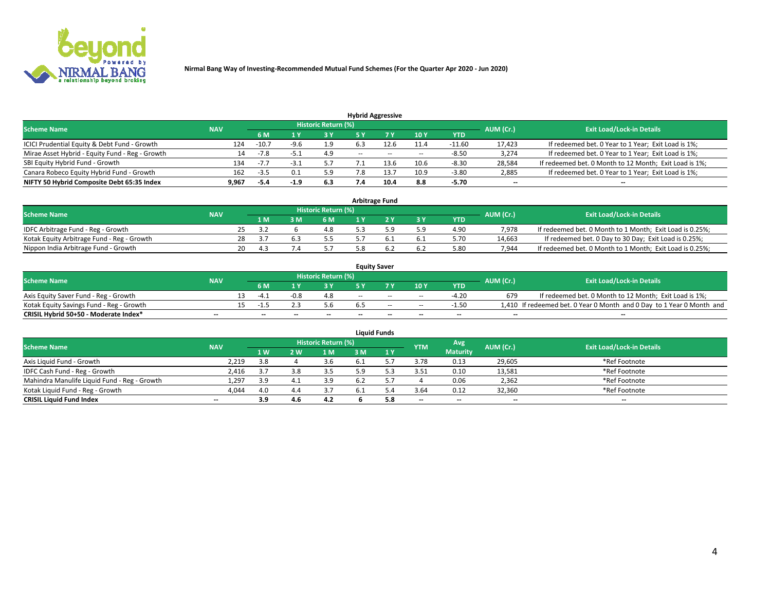**Nirmal Bang Way of Investing-Recommended Mutual Fund Schemes (For the Quarter Apr 2020 - Jun 2020)**

### Hybrid Aggressive

| Scheme Name | NAV | Historic Return (%) | | | | | | | AUM (Cr.) | Exit Load/Lock-in Details |
|---|---|---|---|---|---|---|---|---|---|---|
| | | 6 M | 1 Y | 3 Y | 5 Y | 7 Y | 10 Y | YTD | | |
| ICICI Prudential Equity & Debt Fund - Growth | 124 | -10.7 | -9.6 | 1.9 | 6.3 | 12.6 | 11.4 | -11.60 | 17,423 | If redeemed bet. 0 Year to 1 Year; Exit Load is 1%; |
| Mirae Asset Hybrid - Equity Fund - Reg - Growth | 14 | -7.8 | -5.1 | 4.9 | -- | -- | -- | -8.50 | 3,274 | If redeemed bet. 0 Year to 1 Year; Exit Load is 1%; |
| SBI Equity Hybrid Fund - Growth | 134 | -7.7 | -3.1 | 5.7 | 7.1 | 13.6 | 10.6 | -8.30 | 28,584 | If redeemed bet. 0 Month to 12 Month; Exit Load is 1%; |
| Canara Robeco Equity Hybrid Fund - Growth | 162 | -3.5 | 0.1 | 5.9 | 7.8 | 13.7 | 10.9 | -3.80 | 2,885 | If redeemed bet. 0 Year to 1 Year; Exit Load is 1%; |
| **NIFTY 50 Hybrid Composite Debt 65:35 Index** | **9,967** | **-5.4** | **-1.9** | **6.3** | **7.4** | **10.4** | **8.8** | **-5.70** | **--** | **--** |

### Arbitrage Fund

| Scheme Name | NAV | Historic Return (%) | | | | | | | AUM (Cr.) | Exit Load/Lock-in Details |
|---|---|---|---|---|---|---|---|---|---|---|
| | | 1 M | 3 M | 6 M | 1 Y | 2 Y | 3 Y | YTD | | |
| IDFC Arbitrage Fund - Reg - Growth | 25 | 3.2 | 6 | 4.8 | 5.3 | 5.9 | 5.9 | 4.90 | 7,978 | If redeemed bet. 0 Month to 1 Month; Exit Load is 0.25%; |
| Kotak Equity Arbitrage Fund - Reg - Growth | 28 | 3.7 | 6.3 | 5.5 | 5.7 | 6.1 | 6.1 | 5.70 | 14,663 | If redeemed bet. 0 Day to 30 Day; Exit Load is 0.25%; |
| Nippon India Arbitrage Fund - Growth | 20 | 4.3 | 7.4 | 5.7 | 5.8 | 6.2 | 6.2 | 5.80 | 7,944 | If redeemed bet. 0 Month to 1 Month; Exit Load is 0.25%; |

### Equity Saver

| Scheme Name | NAV | Historic Return (%) | | | | | | | AUM (Cr.) | Exit Load/Lock-in Details |
|---|---|---|---|---|---|---|---|---|---|---|
| | | 6 M | 1 Y | 3 Y | 5 Y | 7 Y | 10 Y | YTD | | |
| Axis Equity Saver Fund - Reg - Growth | 13 | -4.1 | -0.8 | 4.8 | -- | -- | -- | -4.20 | 679 | If redeemed bet. 0 Month to 12 Month; Exit Load is 1%; |
| Kotak Equity Savings Fund - Reg - Growth | 15 | -1.5 | 2.3 | 5.6 | 6.5 | -- | -- | -1.50 | 1,410 | If redeemed bet. 0 Year 0 Month and 0 Day to 1 Year 0 Month and |
| **CRISIL Hybrid 50+50 - Moderate Index*** | **--** | **--** | **--** | **--** | **--** | **--** | **--** | **--** | **--** | **--** |

### Liquid Funds

| Scheme Name | NAV | Historic Return (%) | | | | | YTM | Avg Maturity | AUM (Cr.) | Exit Load/Lock-in Details |
|---|---|---|---|---|---|---|---|---|---|---|
| | | 1 W | 2 W | 1 M | 3 M | 1 Y | | | | |
| Axis Liquid Fund - Growth | 2,219 | 3.8 | 4 | 3.6 | 6.1 | 5.7 | 3.78 | 0.13 | 29,605 | *Ref Footnote |
| IDFC Cash Fund - Reg - Growth | 2,416 | 3.7 | 3.8 | 3.5 | 5.9 | 5.3 | 3.51 | 0.10 | 13,581 | *Ref Footnote |
| Mahindra Manulife Liquid Fund - Reg - Growth | 1,297 | 3.9 | 4.1 | 3.9 | 6.2 | 5.7 | 4 | 0.06 | 2,362 | *Ref Footnote |
| Kotak Liquid Fund - Reg - Growth | 4,044 | 4.0 | 4.4 | 3.7 | 6.1 | 5.4 | 3.64 | 0.12 | 32,360 | *Ref Footnote |
| **CRISIL Liquid Fund Index** | **--** | **3.9** | **4.6** | **4.2** | **6** | **5.8** | **--** | **--** | **--** | **--** |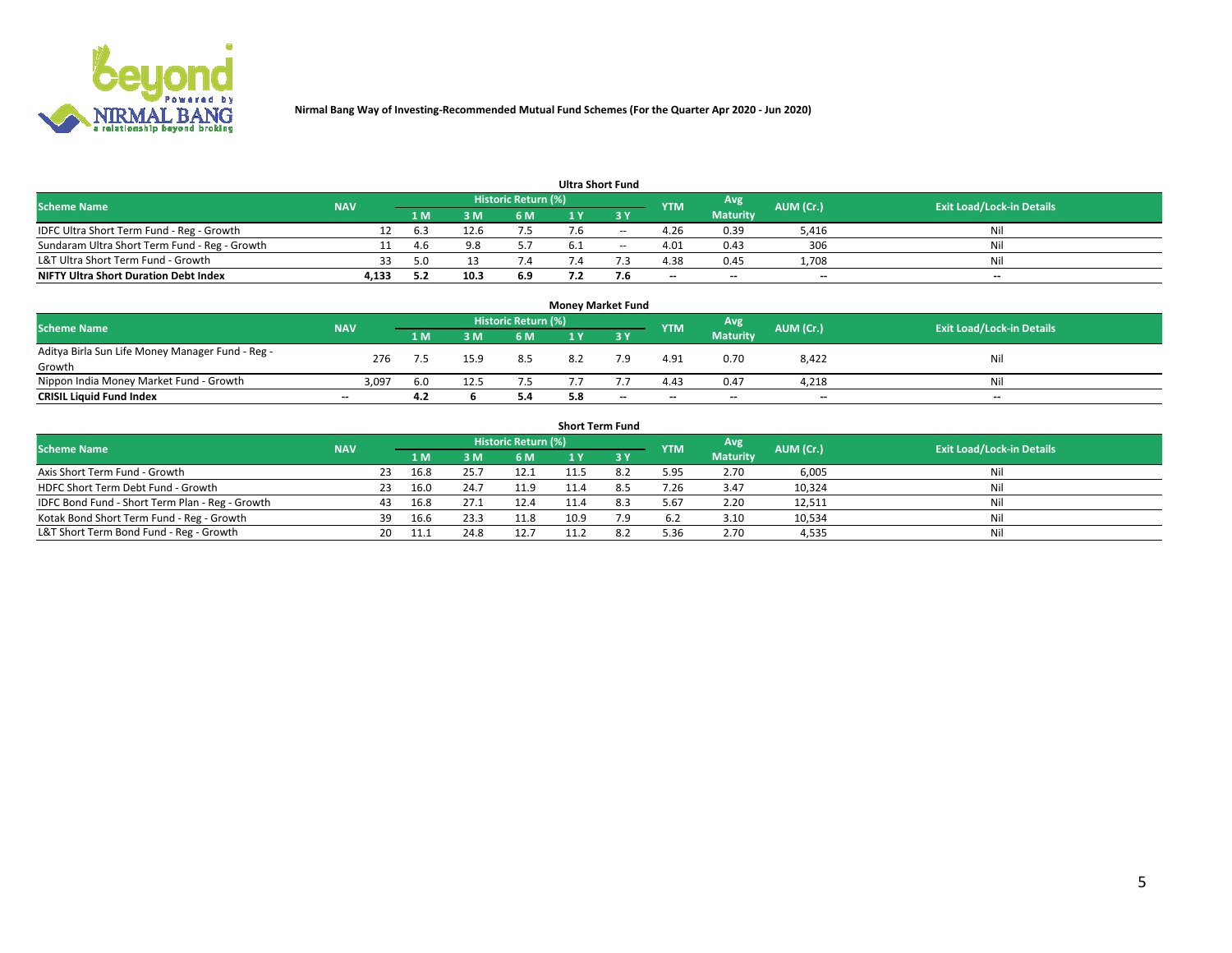**Nirmal Bang Way of Investing-Recommended Mutual Fund Schemes (For the Quarter Apr 2020 - Jun 2020)**

### Ultra Short Fund

| Scheme Name | NAV | Historic Return (%) | | | | | YTM | Avg Maturity | AUM (Cr.) | Exit Load/Lock-in Details |
|---|---|---|---|---|---|---|---|---|---|---|
| | | 1 M | 3 M | 6 M | 1 Y | 3 Y | | | | |
| IDFC Ultra Short Term Fund - Reg - Growth | 12 | 6.3 | 12.6 | 7.5 | 7.6 | -- | 4.26 | 0.39 | 5,416 | Nil |
| Sundaram Ultra Short Term Fund - Reg - Growth | 11 | 4.6 | 9.8 | 5.7 | 6.1 | -- | 4.01 | 0.43 | 306 | Nil |
| L&T Ultra Short Term Fund - Growth | 33 | 5.0 | 13 | 7.4 | 7.4 | 7.3 | 4.38 | 0.45 | 1,708 | Nil |
| **NIFTY Ultra Short Duration Debt Index** | **4,133** | **5.2** | **10.3** | **6.9** | **7.2** | **7.6** | **--** | **--** | **--** | **--** |

### Money Market Fund

| Scheme Name | NAV | Historic Return (%) | | | | | YTM | Avg Maturity | AUM (Cr.) | Exit Load/Lock-in Details |
|---|---|---|---|---|---|---|---|---|---|---|
| | | 1 M | 3 M | 6 M | 1 Y | 3 Y | | | | |
| Aditya Birla Sun Life Money Manager Fund - Reg - Growth | 276 | 7.5 | 15.9 | 8.5 | 8.2 | 7.9 | 4.91 | 0.70 | 8,422 | Nil |
| Nippon India Money Market Fund - Growth | 3,097 | 6.0 | 12.5 | 7.5 | 7.7 | 7.7 | 4.43 | 0.47 | 4,218 | Nil |
| **CRISIL Liquid Fund Index** | **--** | **4.2** | **6** | **5.4** | **5.8** | **--** | **--** | **--** | **--** | **--** |

### Short Term Fund

| Scheme Name | NAV | Historic Return (%) | | | | | YTM | Avg Maturity | AUM (Cr.) | Exit Load/Lock-in Details |
|---|---|---|---|---|---|---|---|---|---|---|
| | | 1 M | 3 M | 6 M | 1 Y | 3 Y | | | | |
| Axis Short Term Fund - Growth | 23 | 16.8 | 25.7 | 12.1 | 11.5 | 8.2 | 5.95 | 2.70 | 6,005 | Nil |
| HDFC Short Term Debt Fund - Growth | 23 | 16.0 | 24.7 | 11.9 | 11.4 | 8.5 | 7.26 | 3.47 | 10,324 | Nil |
| IDFC Bond Fund - Short Term Plan - Reg - Growth | 43 | 16.8 | 27.1 | 12.4 | 11.4 | 8.3 | 5.67 | 2.20 | 12,511 | Nil |
| Kotak Bond Short Term Fund - Reg - Growth | 39 | 16.6 | 23.3 | 11.8 | 10.9 | 7.9 | 6.2 | 3.10 | 10,534 | Nil |
| L&T Short Term Bond Fund - Reg - Growth | 20 | 11.1 | 24.8 | 12.7 | 11.2 | 8.2 | 5.36 | 2.70 | 4,535 | Nil |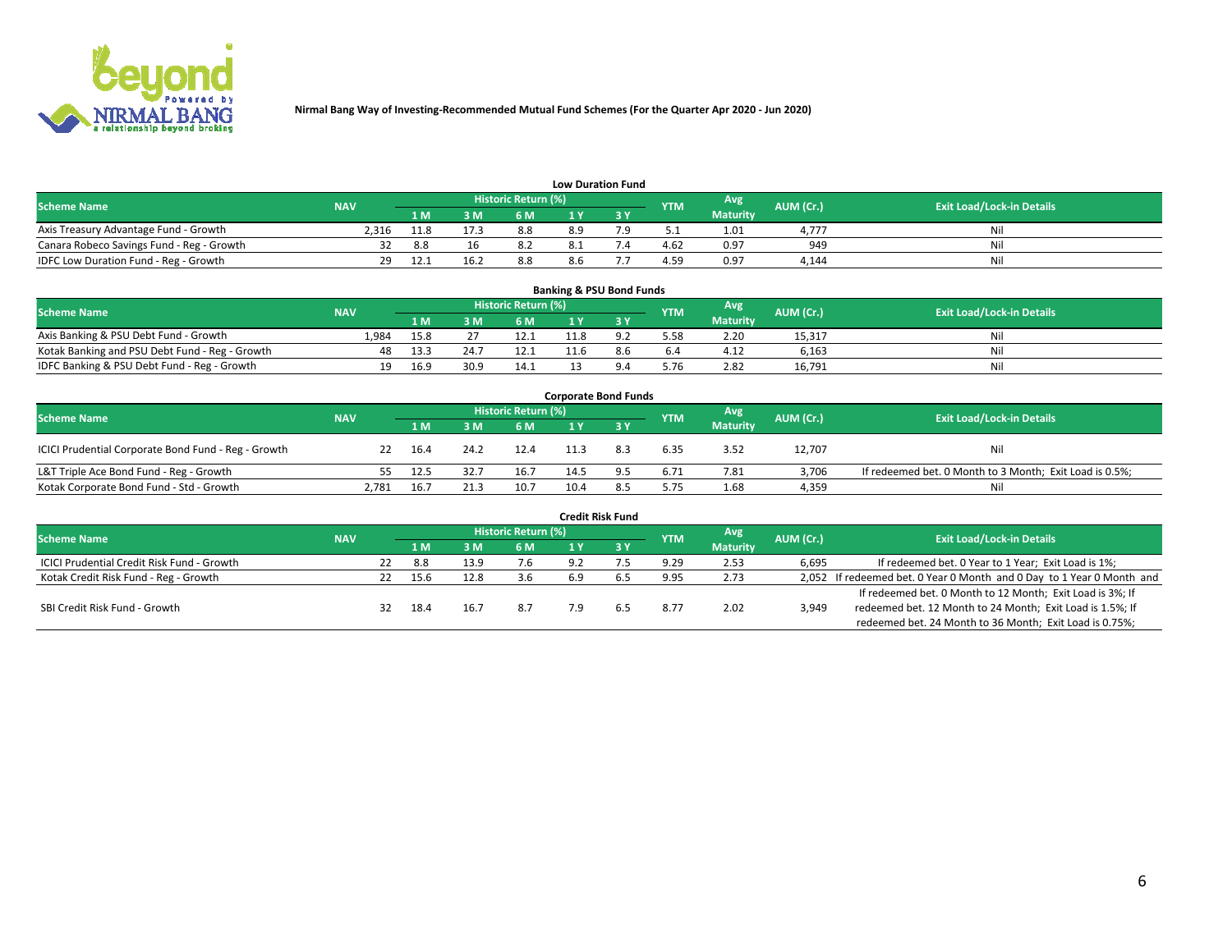**Nirmal Bang Way of Investing-Recommended Mutual Fund Schemes (For the Quarter Apr 2020 - Jun 2020)**

### Low Duration Fund

| Scheme Name | NAV | Historic Return (%) | | | | | YTM | Avg Maturity | AUM (Cr.) | Exit Load/Lock-in Details |
|---|---|---|---|---|---|---|---|---|---|---|
| | | 1 M | 3 M | 6 M | 1 Y | 3 Y | | | | |
| Axis Treasury Advantage Fund - Growth | 2,316 | 11.8 | 17.3 | 8.8 | 8.9 | 7.9 | 5.1 | 1.01 | 4,777 | Nil |
| Canara Robeco Savings Fund - Reg - Growth | 32 | 8.8 | 16 | 8.2 | 8.1 | 7.4 | 4.62 | 0.97 | 949 | Nil |
| IDFC Low Duration Fund - Reg - Growth | 29 | 12.1 | 16.2 | 8.8 | 8.6 | 7.7 | 4.59 | 0.97 | 4,144 | Nil |

### Banking & PSU Bond Funds

| Scheme Name | NAV | Historic Return (%) | | | | | YTM | Avg Maturity | AUM (Cr.) | Exit Load/Lock-in Details |
|---|---|---|---|---|---|---|---|---|---|---|
| | | 1 M | 3 M | 6 M | 1 Y | 3 Y | | | | |
| Axis Banking & PSU Debt Fund - Growth | 1,984 | 15.8 | 27 | 12.1 | 11.8 | 9.2 | 5.58 | 2.20 | 15,317 | Nil |
| Kotak Banking and PSU Debt Fund - Reg - Growth | 48 | 13.3 | 24.7 | 12.1 | 11.6 | 8.6 | 6.4 | 4.12 | 6,163 | Nil |
| IDFC Banking & PSU Debt Fund - Reg - Growth | 19 | 16.9 | 30.9 | 14.1 | 13 | 9.4 | 5.76 | 2.82 | 16,791 | Nil |

### Corporate Bond Funds

| Scheme Name | NAV | Historic Return (%) | | | | | YTM | Avg Maturity | AUM (Cr.) | Exit Load/Lock-in Details |
|---|---|---|---|---|---|---|---|---|---|---|
| | | 1 M | 3 M | 6 M | 1 Y | 3 Y | | | | |
| ICICI Prudential Corporate Bond Fund - Reg - Growth | 22 | 16.4 | 24.2 | 12.4 | 11.3 | 8.3 | 6.35 | 3.52 | 12,707 | Nil |
| L&T Triple Ace Bond Fund - Reg - Growth | 55 | 12.5 | 32.7 | 16.7 | 14.5 | 9.5 | 6.71 | 7.81 | 3,706 | If redeemed bet. 0 Month to 3 Month; Exit Load is 0.5%; |
| Kotak Corporate Bond Fund - Std - Growth | 2,781 | 16.7 | 21.3 | 10.7 | 10.4 | 8.5 | 5.75 | 1.68 | 4,359 | Nil |

### Credit Risk Fund

| Scheme Name | NAV | Historic Return (%) | | | | | YTM | Avg Maturity | AUM (Cr.) | Exit Load/Lock-in Details |
|---|---|---|---|---|---|---|---|---|---|---|
| | | 1 M | 3 M | 6 M | 1 Y | 3 Y | | | | |
| ICICI Prudential Credit Risk Fund - Growth | 22 | 8.8 | 13.9 | 7.6 | 9.2 | 7.5 | 9.29 | 2.53 | 6,695 | If redeemed bet. 0 Year to 1 Year; Exit Load is 1%; |
| Kotak Credit Risk Fund - Reg - Growth | 22 | 15.6 | 12.8 | 3.6 | 6.9 | 6.5 | 9.95 | 2.73 | 2,052 | If redeemed bet. 0 Year 0 Month and 0 Day to 1 Year 0 Month and |
| SBI Credit Risk Fund - Growth | 32 | 18.4 | 16.7 | 8.7 | 7.9 | 6.5 | 8.77 | 2.02 | 3,949 | If redeemed bet. 0 Month to 12 Month; Exit Load is 3%; If redeemed bet. 12 Month to 24 Month; Exit Load is 1.5%; If redeemed bet. 24 Month to 36 Month; Exit Load is 0.75%; |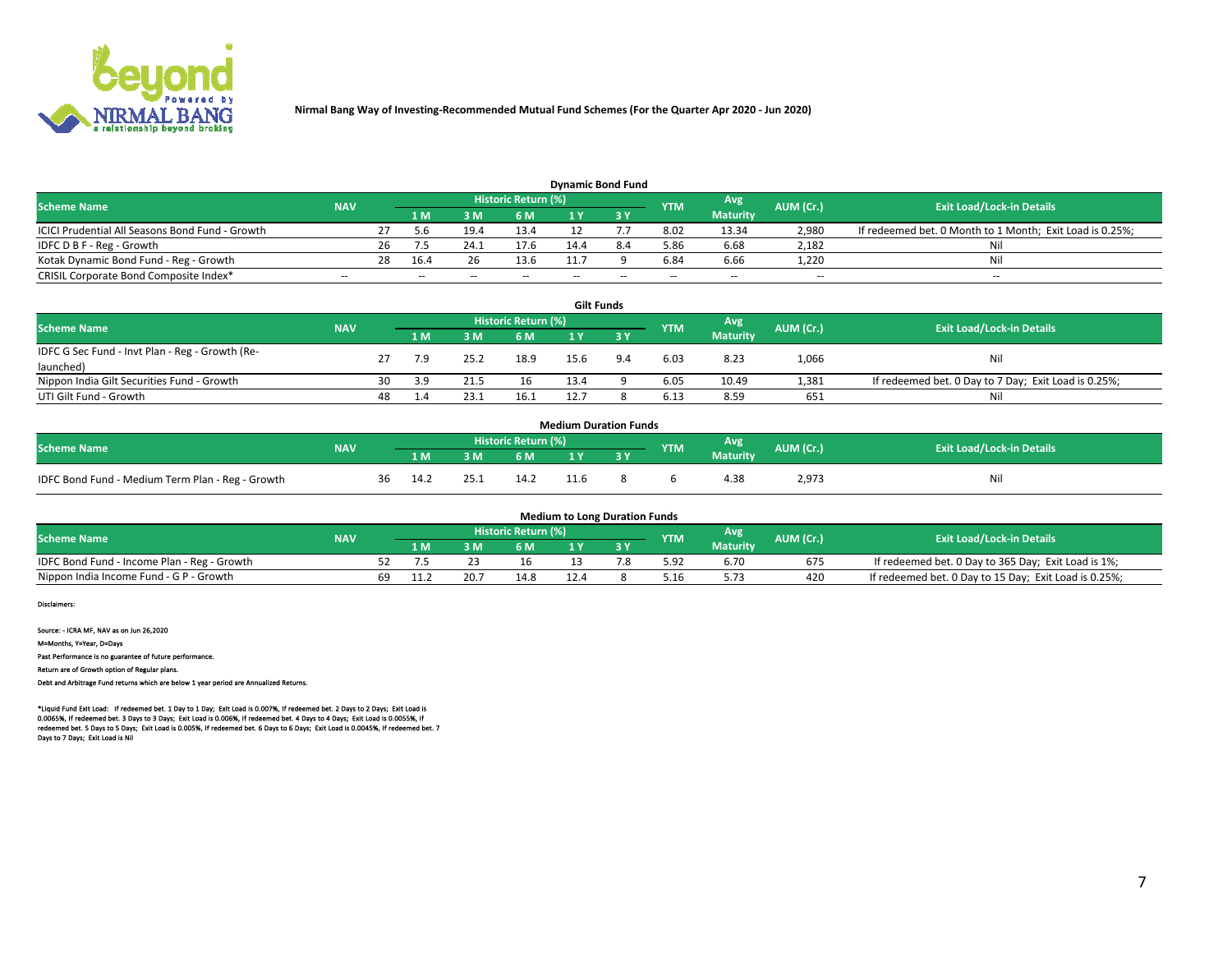Nirmal Bang Way of Investing-Recommended Mutual Fund Schemes (For the Quarter Apr 2020 - Jun 2020)

**Dynamic Bond Fund**

| Scheme Name | NAV | Historic Return (%) | | | | | YTM | Avg Maturity | AUM (Cr.) | Exit Load/Lock-in Details |
|---|---|---|---|---|---|---|---|---|---|---|
| | | 1 M | 3 M | 6 M | 1 Y | 3 Y | | | | |
| ICICI Prudential All Seasons Bond Fund - Growth | 27 | 5.6 | 19.4 | 13.4 | 12 | 7.7 | 8.02 | 13.34 | 2,980 | If redeemed bet. 0 Month to 1 Month; Exit Load is 0.25%; |
| IDFC D B F - Reg - Growth | 26 | 7.5 | 24.1 | 17.6 | 14.4 | 8.4 | 5.86 | 6.68 | 2,182 | Nil |
| Kotak Dynamic Bond Fund - Reg - Growth | 28 | 16.4 | 26 | 13.6 | 11.7 | 9 | 6.84 | 6.66 | 1,220 | Nil |
| CRISIL Corporate Bond Composite Index* | -- | -- | -- | -- | -- | -- | -- | -- | -- | -- |

**Gilt Funds**

| Scheme Name | NAV | Historic Return (%) | | | | | YTM | Avg Maturity | AUM (Cr.) | Exit Load/Lock-in Details |
|---|---|---|---|---|---|---|---|---|---|---|
| | | 1 M | 3 M | 6 M | 1 Y | 3 Y | | | | |
| IDFC G Sec Fund - Invt Plan - Reg - Growth (Re-launched) | 27 | 7.9 | 25.2 | 18.9 | 15.6 | 9.4 | 6.03 | 8.23 | 1,066 | Nil |
| Nippon India Gilt Securities Fund - Growth | 30 | 3.9 | 21.5 | 16 | 13.4 | 9 | 6.05 | 10.49 | 1,381 | If redeemed bet. 0 Day to 7 Day; Exit Load is 0.25%; |
| UTI Gilt Fund - Growth | 48 | 1.4 | 23.1 | 16.1 | 12.7 | 8 | 6.13 | 8.59 | 651 | Nil |

**Medium Duration Funds**

| Scheme Name | NAV | Historic Return (%) | | | | | YTM | Avg Maturity | AUM (Cr.) | Exit Load/Lock-in Details |
|---|---|---|---|---|---|---|---|---|---|---|
| | | 1 M | 3 M | 6 M | 1 Y | 3 Y | | | | |
| IDFC Bond Fund - Medium Term Plan - Reg - Growth | 36 | 14.2 | 25.1 | 14.2 | 11.6 | 8 | 6 | 4.38 | 2,973 | Nil |

**Medium to Long Duration Funds**

| Scheme Name | NAV | Historic Return (%) | | | | | YTM | Avg Maturity | AUM (Cr.) | Exit Load/Lock-in Details |
|---|---|---|---|---|---|---|---|---|---|---|
| | | 1 M | 3 M | 6 M | 1 Y | 3 Y | | | | |
| IDFC Bond Fund - Income Plan - Reg - Growth | 52 | 7.5 | 23 | 16 | 13 | 7.8 | 5.92 | 6.70 | 675 | If redeemed bet. 0 Day to 365 Day; Exit Load is 1%; |
| Nippon India Income Fund - G P - Growth | 69 | 11.2 | 20.7 | 14.8 | 12.4 | 8 | 5.16 | 5.73 | 420 | If redeemed bet. 0 Day to 15 Day; Exit Load is 0.25%; |

Disclaimers:

Source: - ICRA MF, NAV as on Jun 26,2020

M=Months, Y=Year, D=Days

Past Performance is no guarantee of future performance.

Return are of Growth option of Regular plans.

Debt and Arbitrage Fund returns which are below 1 year period are Annualized Returns.

*Liquid Fund Exit Load: If redeemed bet. 1 Day to 1 Day; Exit Load is 0.007%, If redeemed bet. 2 Days to 2 Days; Exit Load is 0.0065%, If redeemed bet. 3 Days to 3 Days; Exit Load is 0.006%, If redeemed bet. 4 Days to 4 Days; Exit Load is 0.0055%, If redeemed bet. 5 Days to 5 Days; Exit Load is 0.005%, If redeemed bet. 6 Days to 6 Days; Exit Load is 0.0045%, If redeemed bet. 7 Days to 7 Days; Exit Load is Nil